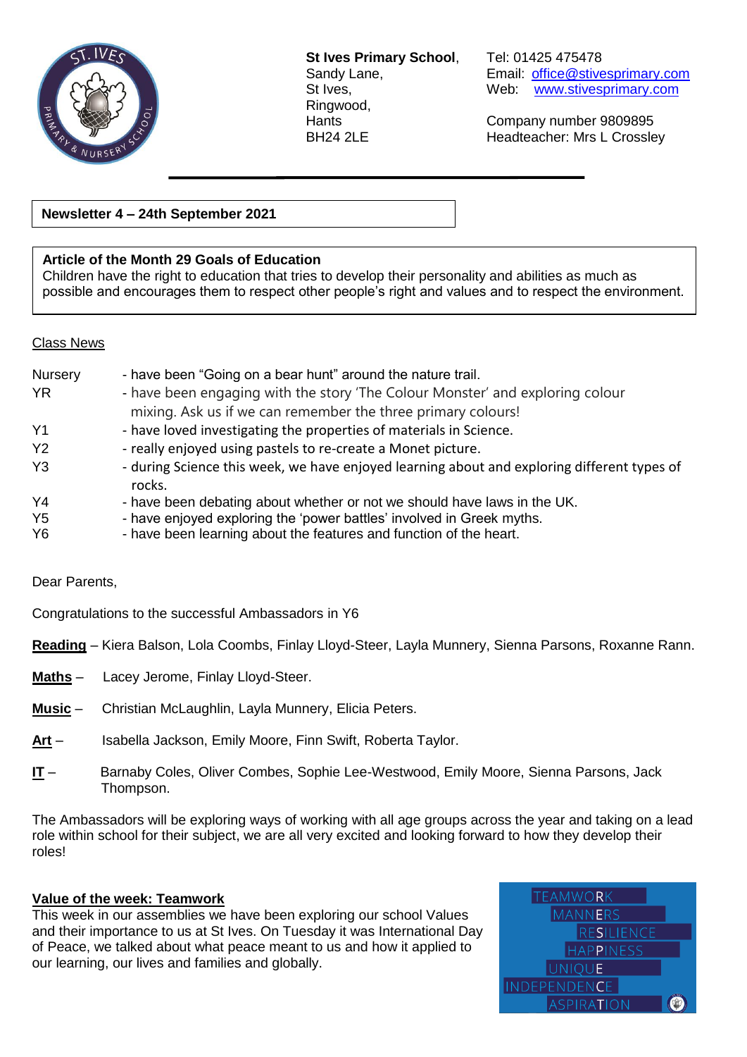**St Ives Primary School**, Sandy Lane, St Ives, Ringwood, Hants BH24 2LE

Tel: 01425 475478
Email: office@stivesprimary.com
Web: www.stivesprimary.com

Company number 9809895
Headteacher: Mrs L Crossley

**Newsletter 4 – 24th September 2021**

**Article of the Month 29 Goals of Education**
Children have the right to education that tries to develop their personality and abilities as much as possible and encourages them to respect other people's right and values and to respect the environment.

Class News

| | |
|---|---|
| Nursery | - have been "Going on a bear hunt" around the nature trail. |
| YR | - have been engaging with the story 'The Colour Monster' and exploring colour mixing. Ask us if we can remember the three primary colours! |
| Y1 | - have loved investigating the properties of materials in Science. |
| Y2 | - really enjoyed using pastels to re-create a Monet picture. |
| Y3 | - during Science this week, we have enjoyed learning about and exploring different types of rocks. |
| Y4 | - have been debating about whether or not we should have laws in the UK. |
| Y5 | - have enjoyed exploring the 'power battles' involved in Greek myths. |
| Y6 | - have been learning about the features and function of the heart. |

Dear Parents,

Congratulations to the successful Ambassadors in Y6

**Reading** – Kiera Balson, Lola Coombs, Finlay Lloyd-Steer, Layla Munnery, Sienna Parsons, Roxanne Rann.

**Maths** – Lacey Jerome, Finlay Lloyd-Steer.

**Music** – Christian McLaughlin, Layla Munnery, Elicia Peters.

**Art** – Isabella Jackson, Emily Moore, Finn Swift, Roberta Taylor.

**IT** – Barnaby Coles, Oliver Combes, Sophie Lee-Westwood, Emily Moore, Sienna Parsons, Jack Thompson.

The Ambassadors will be exploring ways of working with all age groups across the year and taking on a lead role within school for their subject, we are all very excited and looking forward to how they develop their roles!

**Value of the week: Teamwork**
This week in our assemblies we have been exploring our school Values and their importance to us at St Ives. On Tuesday it was International Day of Peace, we talked about what peace meant to us and how it applied to our learning, our lives and families and globally.

TEAMWORK
MANNERS
RESILIENCE
HAPPINESS
UNIQUE
INDEPENDENCE
ASPIRATION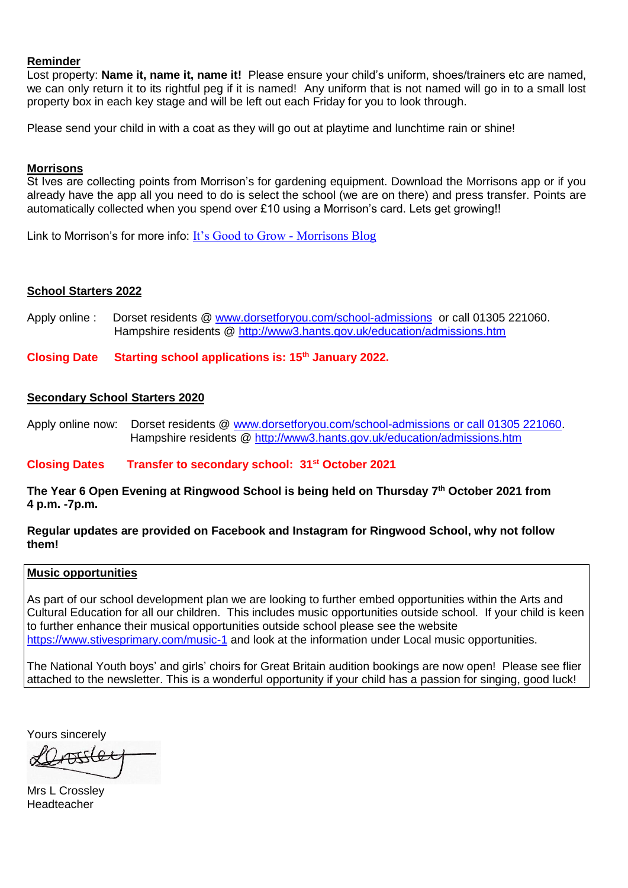**Reminder**

Lost property: **Name it, name it, name it!** Please ensure your child's uniform, shoes/trainers etc are named, we can only return it to its rightful peg if it is named! Any uniform that is not named will go in to a small lost property box in each key stage and will be left out each Friday for you to look through.

Please send your child in with a coat as they will go out at playtime and lunchtime rain or shine!

**Morrisons**

St Ives are collecting points from Morrison's for gardening equipment. Download the Morrisons app or if you already have the app all you need to do is select the school (we are on there) and press transfer. Points are automatically collected when you spend over £10 using a Morrison's card. Lets get growing!!

Link to Morrison's for more info: [It's Good to Grow - Morrisons Blog]()

**School Starters 2022**

Apply online : Dorset residents @ www.dorsetforyou.com/school-admissions or call 01305 221060.
Hampshire residents @ http://www3.hants.gov.uk/education/admissions.htm

**Closing Date Starting school applications is: 15th January 2022.**

**Secondary School Starters 2020**

Apply online now: Dorset residents @ www.dorsetforyou.com/school-admissions or call 01305 221060.
Hampshire residents @ http://www3.hants.gov.uk/education/admissions.htm

**Closing Dates Transfer to secondary school: 31st October 2021**

**The Year 6 Open Evening at Ringwood School is being held on Thursday 7th October 2021 from 4 p.m. -7p.m.**

**Regular updates are provided on Facebook and Instagram for Ringwood School, why not follow them!**

**Music opportunities**

As part of our school development plan we are looking to further embed opportunities within the Arts and Cultural Education for all our children. This includes music opportunities outside school. If your child is keen to further enhance their musical opportunities outside school please see the website https://www.stivesprimary.com/music-1 and look at the information under Local music opportunities.

The National Youth boys' and girls' choirs for Great Britain audition bookings are now open! Please see flier attached to the newsletter. This is a wonderful opportunity if your child has a passion for singing, good luck!

Yours sincerely

Mrs L Crossley
Headteacher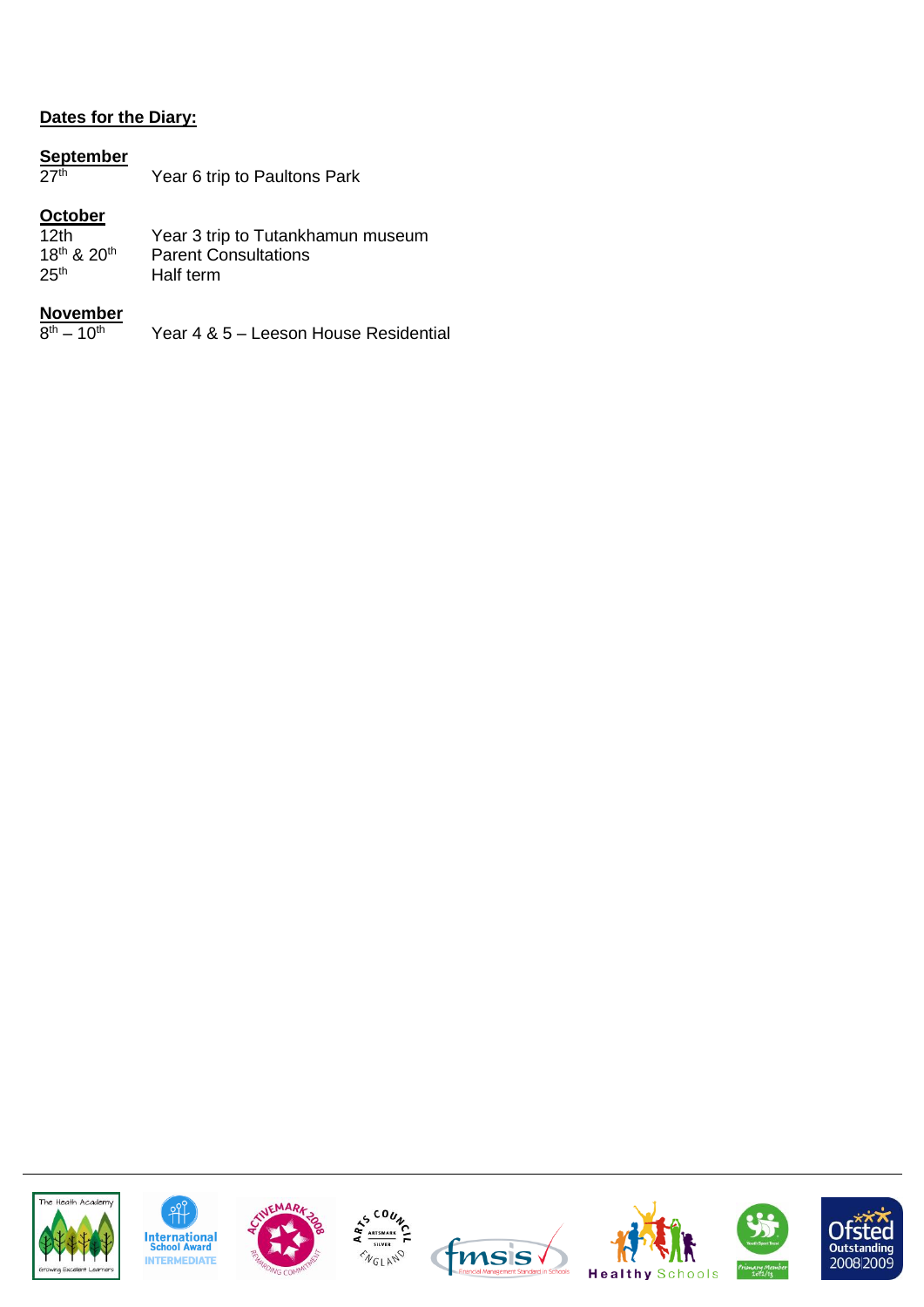**Dates for the Diary:**

**September**

27th Year 6 trip to Paultons Park

**October**

12th Year 3 trip to Tutankhamun museum

18th & 20th Parent Consultations

25th Half term

**November**

8th – 10th Year 4 & 5 – Leeson House Residential